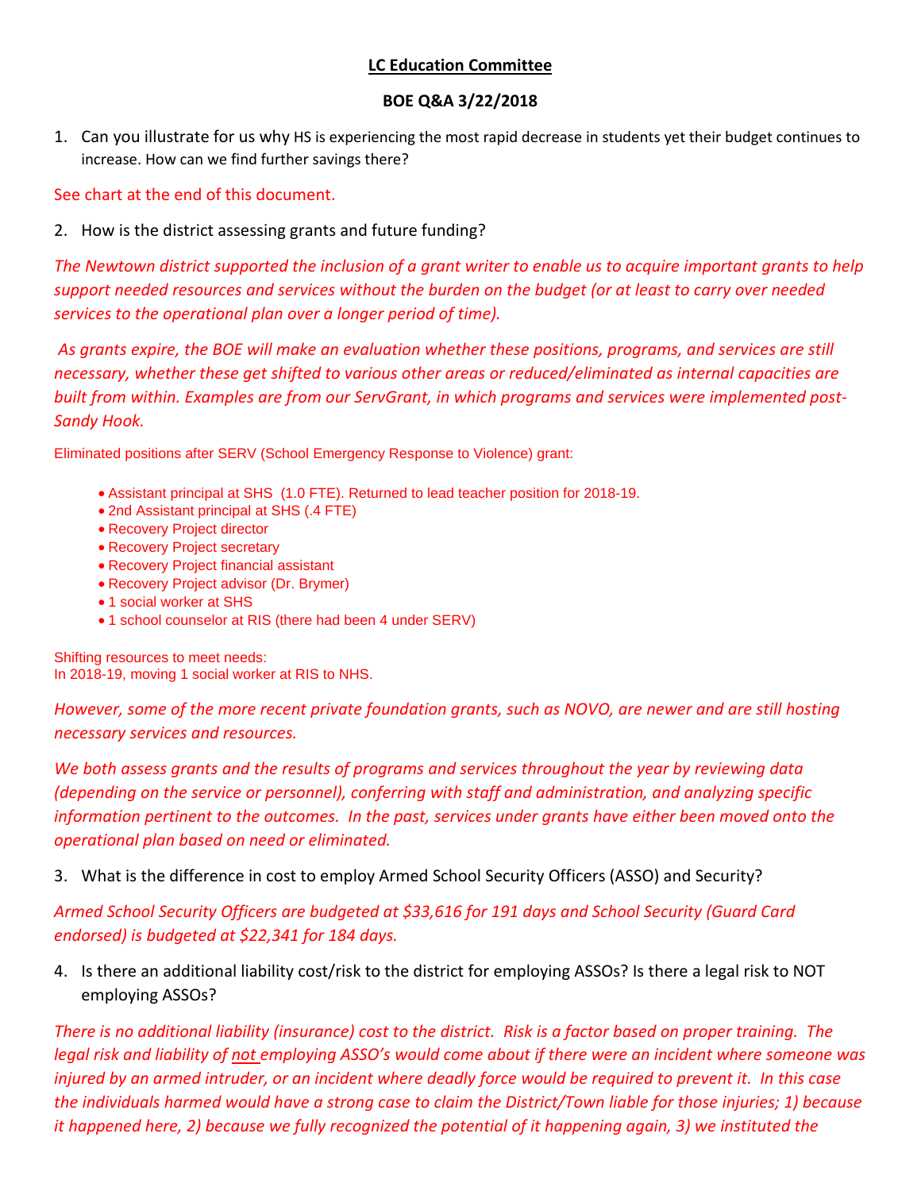# **LC Education Committee**

## **BOE Q&A 3/22/2018**

1. Can you illustrate for us why HS is experiencing the most rapid decrease in students yet their budget continues to increase. How can we find further savings there?

See chart at the end of this document.

2. How is the district assessing grants and future funding?

*The Newtown district supported the inclusion of a grant writer to enable us to acquire important grants to help support needed resources and services without the burden on the budget (or at least to carry over needed services to the operational plan over a longer period of time).*

*As grants expire, the BOE will make an evaluation whether these positions, programs, and services are still necessary, whether these get shifted to various other areas or reduced/eliminated as internal capacities are built from within. Examples are from our ServGrant, in which programs and services were implemented post-Sandy Hook.*

Eliminated positions after SERV (School Emergency Response to Violence) grant:

- Assistant principal at SHS (1.0 FTE). Returned to lead teacher position for 2018-19.
- 2nd Assistant principal at SHS (.4 FTE)
- Recovery Project director
- Recovery Project secretary
- Recovery Project financial assistant
- Recovery Project advisor (Dr. Brymer)
- 1 social worker at SHS
- 1 school counselor at RIS (there had been 4 under SERV)

Shifting resources to meet needs:
In 2018-19, moving 1 social worker at RIS to NHS.

*However, some of the more recent private foundation grants, such as NOVO, are newer and are still hosting necessary services and resources.*

*We both assess grants and the results of programs and services throughout the year by reviewing data (depending on the service or personnel), conferring with staff and administration, and analyzing specific information pertinent to the outcomes. In the past, services under grants have either been moved onto the operational plan based on need or eliminated.*

3. What is the difference in cost to employ Armed School Security Officers (ASSO) and Security?

*Armed School Security Officers are budgeted at $33,616 for 191 days and School Security (Guard Card endorsed) is budgeted at $22,341 for 184 days.*

4. Is there an additional liability cost/risk to the district for employing ASSOs? Is there a legal risk to NOT employing ASSOs?

*There is no additional liability (insurance) cost to the district. Risk is a factor based on proper training. The legal risk and liability of <u>not</u> employing ASSO's would come about if there were an incident where someone was injured by an armed intruder, or an incident where deadly force would be required to prevent it. In this case the individuals harmed would have a strong case to claim the District/Town liable for those injuries; 1) because it happened here, 2) because we fully recognized the potential of it happening again, 3) we instituted the*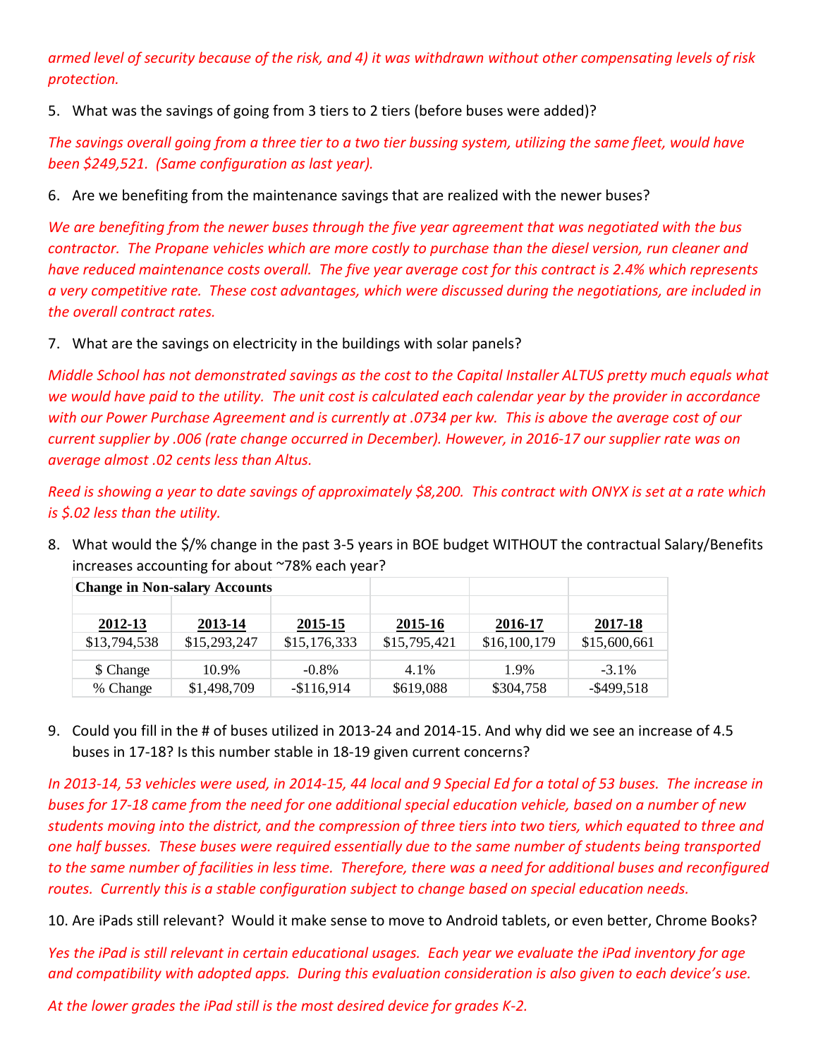*armed level of security because of the risk, and 4) it was withdrawn without other compensating levels of risk protection.*

5. What was the savings of going from 3 tiers to 2 tiers (before buses were added)?

*The savings overall going from a three tier to a two tier bussing system, utilizing the same fleet, would have been $249,521. (Same configuration as last year).*

6. Are we benefiting from the maintenance savings that are realized with the newer buses?

*We are benefiting from the newer buses through the five year agreement that was negotiated with the bus contractor. The Propane vehicles which are more costly to purchase than the diesel version, run cleaner and have reduced maintenance costs overall. The five year average cost for this contract is 2.4% which represents a very competitive rate. These cost advantages, which were discussed during the negotiations, are included in the overall contract rates.*

7. What are the savings on electricity in the buildings with solar panels?

*Middle School has not demonstrated savings as the cost to the Capital Installer ALTUS pretty much equals what we would have paid to the utility. The unit cost is calculated each calendar year by the provider in accordance with our Power Purchase Agreement and is currently at .0734 per kw. This is above the average cost of our current supplier by .006 (rate change occurred in December). However, in 2016-17 our supplier rate was on average almost .02 cents less than Altus.*

*Reed is showing a year to date savings of approximately $8,200. This contract with ONYX is set at a rate which is $.02 less than the utility.*

8. What would the $/% change in the past 3-5 years in BOE budget WITHOUT the contractual Salary/Benefits increases accounting for about ~78% each year?

| **Change in Non-salary Accounts** | | | | | |
|---|---|---|---|---|---|
| **2012-13** | **2013-14** | **2015-15** | **2015-16** | **2016-17** | **2017-18** |
| $13,794,538 | $15,293,247 | $15,176,333 | $15,795,421 | $16,100,179 | $15,600,661 |
| $ Change | 10.9% | -0.8% | 4.1% | 1.9% | -3.1% |
| % Change | $1,498,709 | -$116,914 | $619,088 | $304,758 | -$499,518 |

9. Could you fill in the # of buses utilized in 2013-24 and 2014-15. And why did we see an increase of 4.5 buses in 17-18? Is this number stable in 18-19 given current concerns?

*In 2013-14, 53 vehicles were used, in 2014-15, 44 local and 9 Special Ed for a total of 53 buses. The increase in buses for 17-18 came from the need for one additional special education vehicle, based on a number of new students moving into the district, and the compression of three tiers into two tiers, which equated to three and one half busses. These buses were required essentially due to the same number of students being transported to the same number of facilities in less time. Therefore, there was a need for additional buses and reconfigured routes. Currently this is a stable configuration subject to change based on special education needs.*

10. Are iPads still relevant? Would it make sense to move to Android tablets, or even better, Chrome Books?

*Yes the iPad is still relevant in certain educational usages. Each year we evaluate the iPad inventory for age and compatibility with adopted apps. During this evaluation consideration is also given to each device's use.*

*At the lower grades the iPad still is the most desired device for grades K-2.*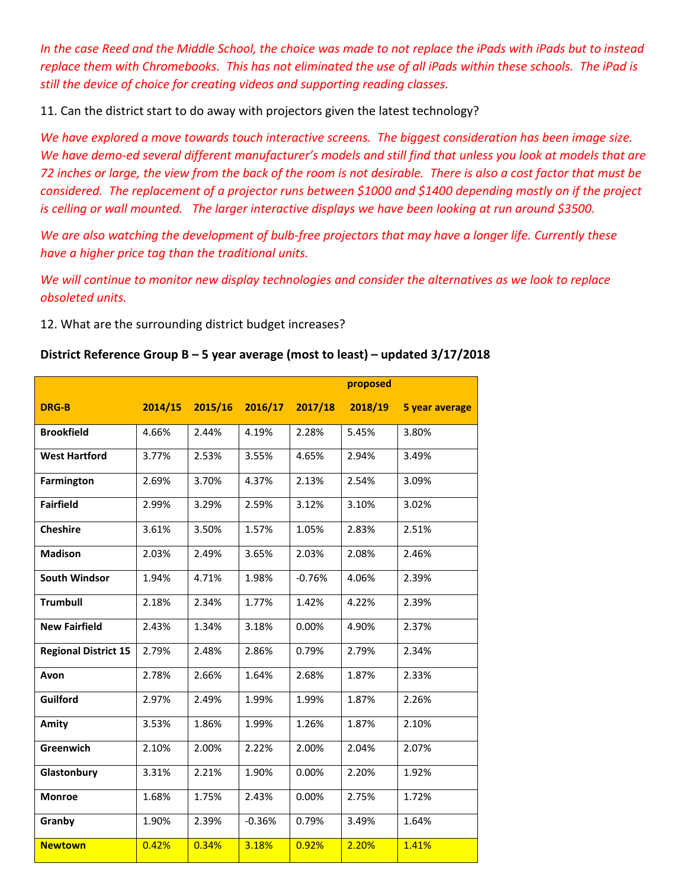*In the case Reed and the Middle School, the choice was made to not replace the iPads with iPads but to instead replace them with Chromebooks. This has not eliminated the use of all iPads within these schools. The iPad is still the device of choice for creating videos and supporting reading classes.*

11. Can the district start to do away with projectors given the latest technology?

*We have explored a move towards touch interactive screens. The biggest consideration has been image size. We have demo-ed several different manufacturer's models and still find that unless you look at models that are 72 inches or large, the view from the back of the room is not desirable. There is also a cost factor that must be considered. The replacement of a projector runs between $1000 and $1400 depending mostly on if the project is ceiling or wall mounted. The larger interactive displays we have been looking at run around $3500.*

*We are also watching the development of bulb-free projectors that may have a longer life. Currently these have a higher price tag than the traditional units.*

*We will continue to monitor new display technologies and consider the alternatives as we look to replace obsoleted units.*

12. What are the surrounding district budget increases?

**District Reference Group B – 5 year average (most to least) – updated 3/17/2018**

| DRG-B | 2014/15 | 2015/16 | 2016/17 | 2017/18 | proposed 2018/19 | 5 year average |
|---|---|---|---|---|---|---|
| **Brookfield** | 4.66% | 2.44% | 4.19% | 2.28% | 5.45% | 3.80% |
| **West Hartford** | 3.77% | 2.53% | 3.55% | 4.65% | 2.94% | 3.49% |
| **Farmington** | 2.69% | 3.70% | 4.37% | 2.13% | 2.54% | 3.09% |
| **Fairfield** | 2.99% | 3.29% | 2.59% | 3.12% | 3.10% | 3.02% |
| **Cheshire** | 3.61% | 3.50% | 1.57% | 1.05% | 2.83% | 2.51% |
| **Madison** | 2.03% | 2.49% | 3.65% | 2.03% | 2.08% | 2.46% |
| **South Windsor** | 1.94% | 4.71% | 1.98% | -0.76% | 4.06% | 2.39% |
| **Trumbull** | 2.18% | 2.34% | 1.77% | 1.42% | 4.22% | 2.39% |
| **New Fairfield** | 2.43% | 1.34% | 3.18% | 0.00% | 4.90% | 2.37% |
| **Regional District 15** | 2.79% | 2.48% | 2.86% | 0.79% | 2.79% | 2.34% |
| **Avon** | 2.78% | 2.66% | 1.64% | 2.68% | 1.87% | 2.33% |
| **Guilford** | 2.97% | 2.49% | 1.99% | 1.99% | 1.87% | 2.26% |
| **Amity** | 3.53% | 1.86% | 1.99% | 1.26% | 1.87% | 2.10% |
| **Greenwich** | 2.10% | 2.00% | 2.22% | 2.00% | 2.04% | 2.07% |
| **Glastonbury** | 3.31% | 2.21% | 1.90% | 0.00% | 2.20% | 1.92% |
| **Monroe** | 1.68% | 1.75% | 2.43% | 0.00% | 2.75% | 1.72% |
| **Granby** | 1.90% | 2.39% | -0.36% | 0.79% | 3.49% | 1.64% |
| **Newtown** | 0.42% | 0.34% | 3.18% | 0.92% | 2.20% | 1.41% |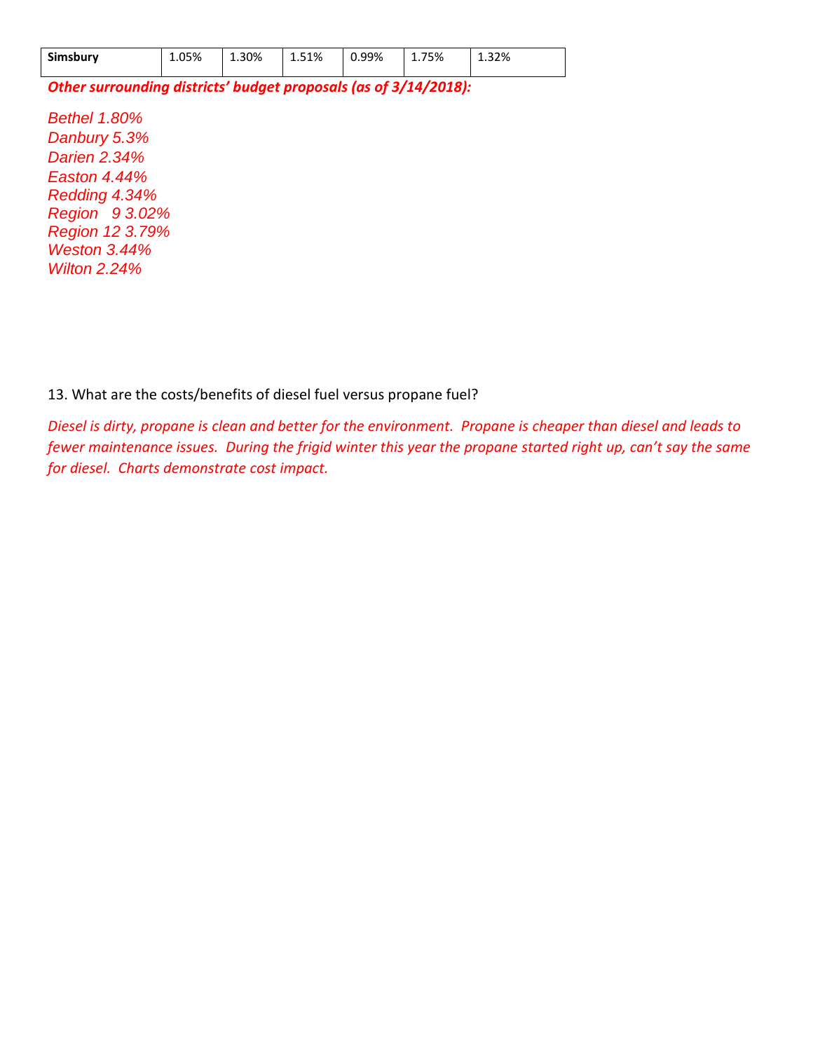| Simsbury | 1.05% | 1.30% | 1.51% | 0.99% | 1.75% | 1.32% |
|---|---|---|---|---|---|---|

***Other surrounding districts' budget proposals (as of 3/14/2018):***

*Bethel 1.80%*
*Danbury 5.3%*
*Darien 2.34%*
*Easton 4.44%*
*Redding 4.34%*
*Region 9 3.02%*
*Region 12 3.79%*
*Weston 3.44%*
*Wilton 2.24%*

13. What are the costs/benefits of diesel fuel versus propane fuel?

*Diesel is dirty, propane is clean and better for the environment. Propane is cheaper than diesel and leads to fewer maintenance issues. During the frigid winter this year the propane started right up, can't say the same for diesel. Charts demonstrate cost impact.*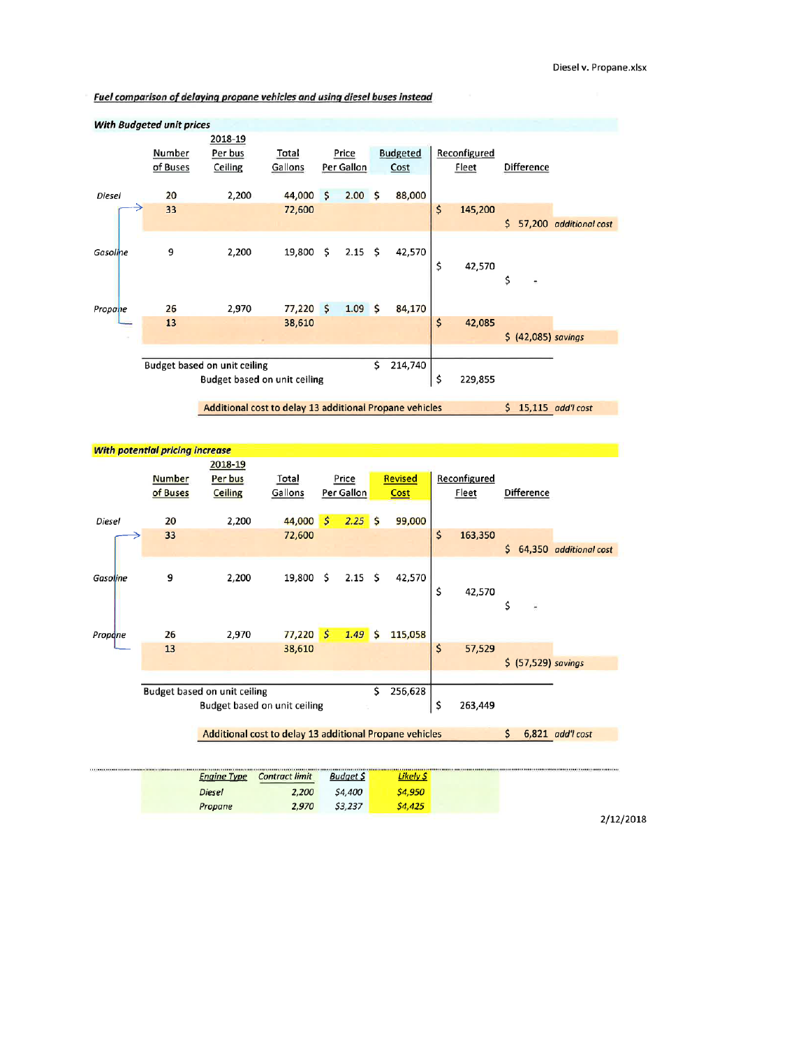Diesel v. Propane.xlsx

***Fuel comparison of delaying propane vehicles and using diesel buses instead***

***With Budgeted unit prices***

| | Number of Buses | 2018-19 Per bus Ceiling | Total Gallons | Price Per Gallon | Budgeted Cost | Reconfigured Fleet | Difference | |
|---|---|---|---|---|---|---|---|---|
| *Diesel* | 20 | 2,200 | 44,000 | $ 2.00 | $ 88,000 | | | |
| | 33 | | 72,600 | | | $ 145,200 | | |
| | | | | | | | $ 57,200 | *additional cost* |
| *Gasoline* | 9 | 2,200 | 19,800 | $ 2.15 | $ 42,570 | | | |
| | | | | | | $ 42,570 | | |
| | | | | | | | $ - | |
| *Propane* | 26 | 2,970 | 77,220 | $ 1.09 | $ 84,170 | | | |
| | 13 | | 38,610 | | | $ 42,085 | | |
| | | | | | | | $ (42,085) | *savings* |
| | Budget based on unit ceiling | | | | $ 214,740 | | | |
| | Budget based on unit ceiling | | | | | $ 229,855 | | |
| | Additional cost to delay 13 additional Propane vehicles | | | | | | $ 15,115 | *add'l cost* |

***With potential pricing increase***

| | Number of Buses | 2018-19 Per bus Ceiling | Total Gallons | Price Per Gallon | Revised Cost | Reconfigured Fleet | Difference | |
|---|---|---|---|---|---|---|---|---|
| *Diesel* | 20 | 2,200 | 44,000 | $ 2.25 | $ 99,000 | | | |
| | 33 | | 72,600 | | | $ 163,350 | | |
| | | | | | | | $ 64,350 | *additional cost* |
| *Gasoline* | 9 | 2,200 | 19,800 | $ 2.15 | $ 42,570 | | | |
| | | | | | | $ 42,570 | | |
| | | | | | | | $ - | |
| *Propane* | 26 | 2,970 | 77,220 | $ 1.49 | $ 115,058 | | | |
| | 13 | | 38,610 | | | $ 57,529 | | |
| | | | | | | | $ (57,529) | *savings* |
| | Budget based on unit ceiling | | | | $ 256,628 | | | |
| | Budget based on unit ceiling | | | | | $ 263,449 | | |
| | Additional cost to delay 13 additional Propane vehicles | | | | | | $ 6,821 | *add'l cost* |

| *Engine Type* | *Contract limit* | *Budget $* | *Likely $* |
|---|---|---|---|
| *Diesel* | 2,200 | $4,400 | $4,950 |
| *Propane* | 2,970 | $3,237 | $4,425 |

2/12/2018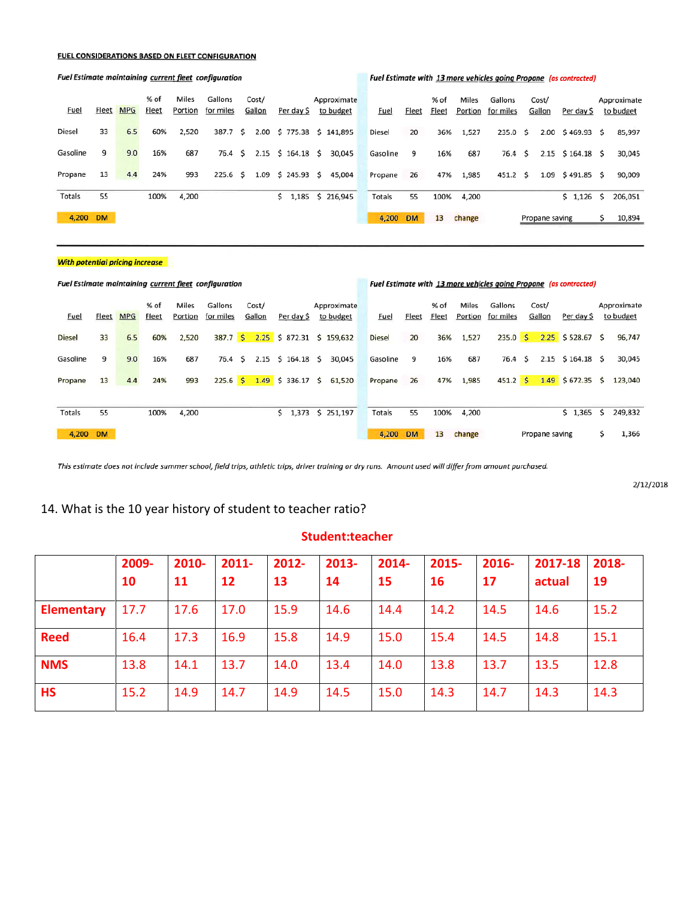**FUEL CONSIDERATIONS BASED ON FLEET CONFIGURATION**

***Fuel Estimate maintaining current fleet configuration***

| Fuel | Fleet | MPG | % of Fleet | Miles Portion | Gallons for miles | Cost/ Gallon | Per day $ | Approximate to budget |
|---|---|---|---|---|---|---|---|---|
| Diesel | 33 | 6.5 | 60% | 2,520 | 387.7 | $ 2.00 | $ 775.38 | $ 141,895 |
| Gasoline | 9 | 9.0 | 16% | 687 | 76.4 | $ 2.15 | $ 164.18 | $ 30,045 |
| Propane | 13 | 4.4 | 24% | 993 | 225.6 | $ 1.09 | $ 245.93 | $ 45,004 |
| Totals | 55 | | 100% | 4,200 | | | $ 1,185 | $ 216,945 |
| 4,200 DM | | | | | | | | |

***Fuel Estimate with 13 more vehicles going Propane*** *(as contracted)*

| Fuel | Fleet | % of Fleet | Miles Portion | Gallons for miles | Cost/ Gallon | Per day $ | Approximate to budget |
|---|---|---|---|---|---|---|---|
| Diesel | 20 | 36% | 1,527 | 235.0 | $ 2.00 | $ 469.93 | $ 85,997 |
| Gasoline | 9 | 16% | 687 | 76.4 | $ 2.15 | $ 164.18 | $ 30,045 |
| Propane | 26 | 47% | 1,985 | 451.2 | $ 1.09 | $ 491.85 | $ 90,009 |
| Totals | 55 | 100% | 4,200 | | | $ 1,126 | $ 206,051 |
| 4,200 DM | 13 change | | | | Propane saving | | $ 10,894 |

---

***With potential pricing increase***

***Fuel Estimate maintaining current fleet configuration***

| Fuel | Fleet | MPG | % of Fleet | Miles Portion | Gallons for miles | Cost/ Gallon | Per day $ | Approximate to budget |
|---|---|---|---|---|---|---|---|---|
| Diesel | 33 | 6.5 | 60% | 2,520 | 387.7 | $ 2.25 | $ 872.31 | $ 159,632 |
| Gasoline | 9 | 9.0 | 16% | 687 | 76.4 | $ 2.15 | $ 164.18 | $ 30,045 |
| Propane | 13 | 4.4 | 24% | 993 | 225.6 | $ 1.49 | $ 336.17 | $ 61,520 |
| Totals | 55 | | 100% | 4,200 | | | $ 1,373 | $ 251,197 |
| 4,200 DM | | | | | | | | |

***Fuel Estimate with 13 more vehicles going Propane*** *(as contracted)*

| Fuel | Fleet | % of Fleet | Miles Portion | Gallons for miles | Cost/ Gallon | Per day $ | Approximate to budget |
|---|---|---|---|---|---|---|---|
| Diesel | 20 | 36% | 1,527 | 235.0 | $ 2.25 | $ 528.67 | $ 96,747 |
| Gasoline | 9 | 16% | 687 | 76.4 | $ 2.15 | $ 164.18 | $ 30,045 |
| Propane | 26 | 47% | 1,985 | 451.2 | $ 1.49 | $ 672.35 | $ 123,040 |
| Totals | 55 | 100% | 4,200 | | | $ 1,365 | $ 249,832 |
| 4,200 DM | 13 change | | | | Propane saving | | $ 1,366 |

*This estimate does not include summer school, field trips, athletic trips, driver training or dry runs. Amount used will differ from amount purchased.*

2/12/2018

14. What is the 10 year history of student to teacher ratio?

**Student:teacher**

| | 2009-10 | 2010-11 | 2011-12 | 2012-13 | 2013-14 | 2014-15 | 2015-16 | 2016-17 | 2017-18 actual | 2018-19 |
|---|---|---|---|---|---|---|---|---|---|---|
| **Elementary** | 17.7 | 17.6 | 17.0 | 15.9 | 14.6 | 14.4 | 14.2 | 14.5 | 14.6 | 15.2 |
| **Reed** | 16.4 | 17.3 | 16.9 | 15.8 | 14.9 | 15.0 | 15.4 | 14.5 | 14.8 | 15.1 |
| **NMS** | 13.8 | 14.1 | 13.7 | 14.0 | 13.4 | 14.0 | 13.8 | 13.7 | 13.5 | 12.8 |
| **HS** | 15.2 | 14.9 | 14.7 | 14.9 | 14.5 | 15.0 | 14.3 | 14.7 | 14.3 | 14.3 |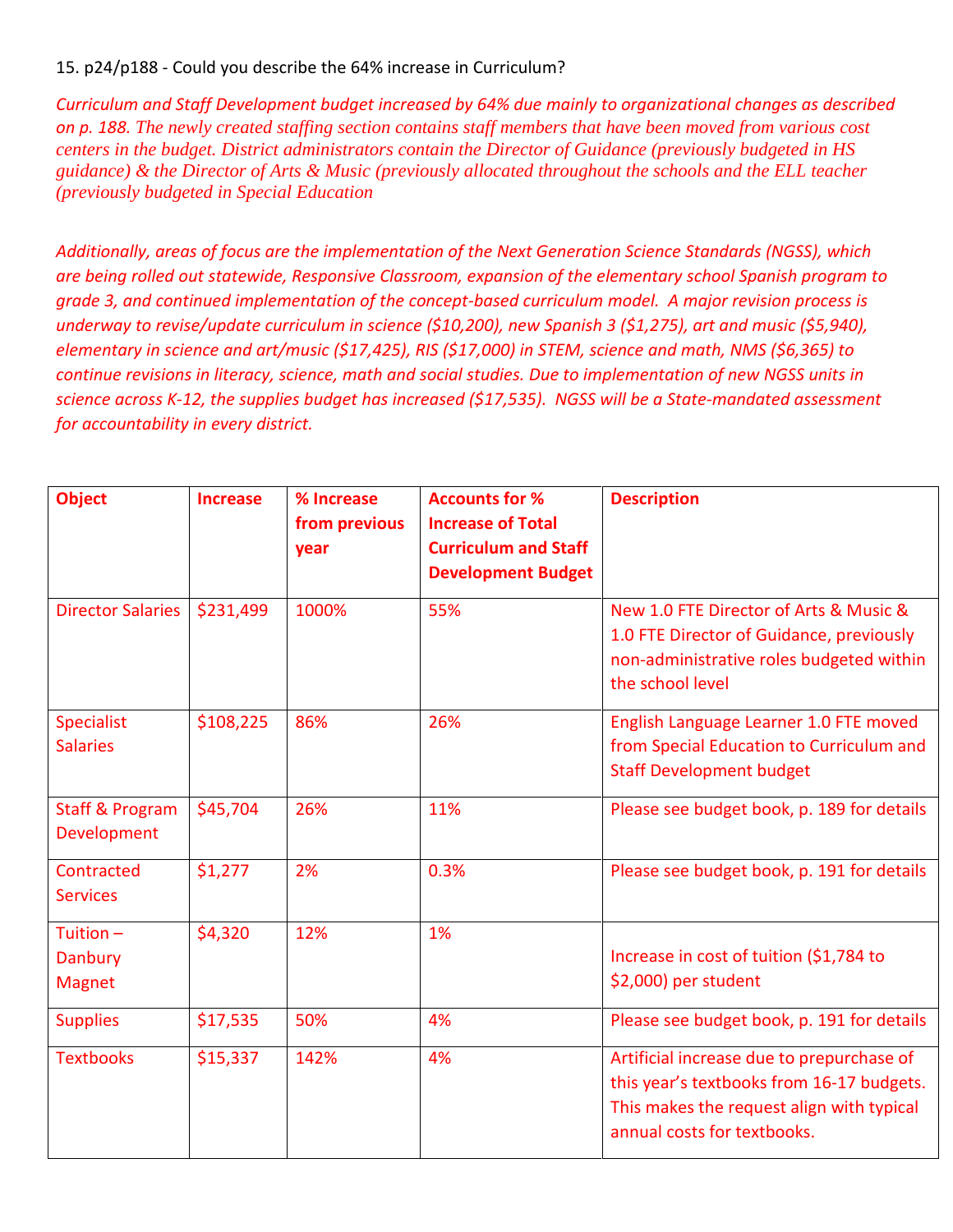15. p24/p188 - Could you describe the 64% increase in Curriculum?

*Curriculum and Staff Development budget increased by 64% due mainly to organizational changes as described on p. 188. The newly created staffing section contains staff members that have been moved from various cost centers in the budget. District administrators contain the Director of Guidance (previously budgeted in HS guidance) & the Director of Arts & Music (previously allocated throughout the schools and the ELL teacher (previously budgeted in Special Education*

*Additionally, areas of focus are the implementation of the Next Generation Science Standards (NGSS), which are being rolled out statewide, Responsive Classroom, expansion of the elementary school Spanish program to grade 3, and continued implementation of the concept-based curriculum model. A major revision process is underway to revise/update curriculum in science ($10,200), new Spanish 3 ($1,275), art and music ($5,940), elementary in science and art/music ($17,425), RIS ($17,000) in STEM, science and math, NMS ($6,365) to continue revisions in literacy, science, math and social studies. Due to implementation of new NGSS units in science across K-12, the supplies budget has increased ($17,535). NGSS will be a State-mandated assessment for accountability in every district.*

| Object | Increase | % Increase from previous year | Accounts for % Increase of Total Curriculum and Staff Development Budget | Description |
|---|---|---|---|---|
| Director Salaries | $231,499 | 1000% | 55% | New 1.0 FTE Director of Arts & Music & 1.0 FTE Director of Guidance, previously non-administrative roles budgeted within the school level |
| Specialist Salaries | $108,225 | 86% | 26% | English Language Learner 1.0 FTE moved from Special Education to Curriculum and Staff Development budget |
| Staff & Program Development | $45,704 | 26% | 11% | Please see budget book, p. 189 for details |
| Contracted Services | $1,277 | 2% | 0.3% | Please see budget book, p. 191 for details |
| Tuition – Danbury Magnet | $4,320 | 12% | 1% | Increase in cost of tuition ($1,784 to $2,000) per student |
| Supplies | $17,535 | 50% | 4% | Please see budget book, p. 191 for details |
| Textbooks | $15,337 | 142% | 4% | Artificial increase due to prepurchase of this year's textbooks from 16-17 budgets. This makes the request align with typical annual costs for textbooks. |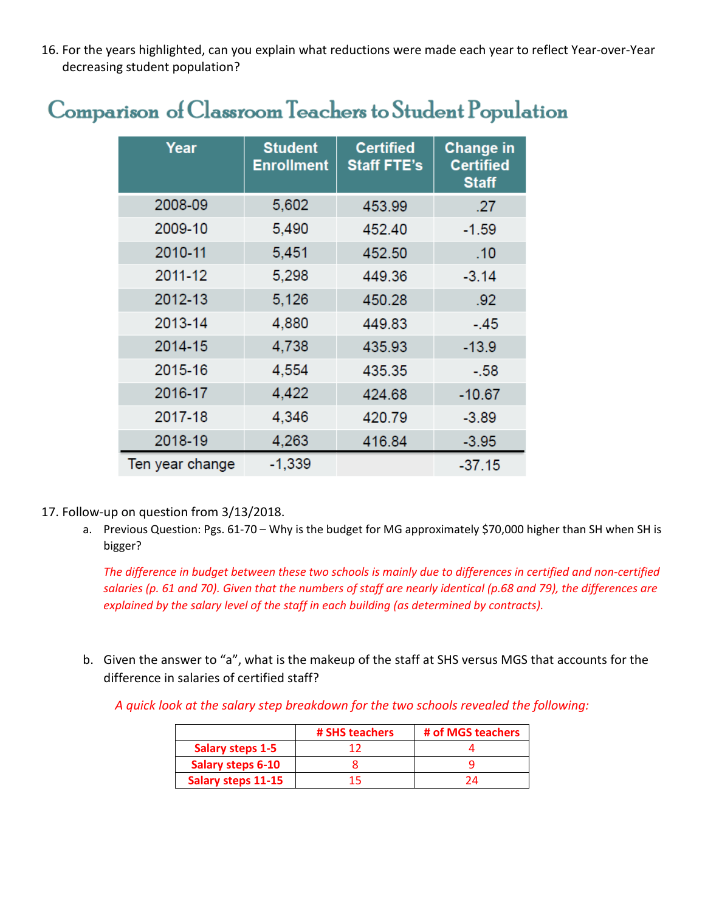16. For the years highlighted, can you explain what reductions were made each year to reflect Year-over-Year decreasing student population?

## Comparison of Classroom Teachers to Student Population

| Year | Student Enrollment | Certified Staff FTE's | Change in Certified Staff |
|---|---|---|---|
| 2008-09 | 5,602 | 453.99 | .27 |
| 2009-10 | 5,490 | 452.40 | -1.59 |
| 2010-11 | 5,451 | 452.50 | .10 |
| 2011-12 | 5,298 | 449.36 | -3.14 |
| 2012-13 | 5,126 | 450.28 | .92 |
| 2013-14 | 4,880 | 449.83 | -.45 |
| 2014-15 | 4,738 | 435.93 | -13.9 |
| 2015-16 | 4,554 | 435.35 | -.58 |
| 2016-17 | 4,422 | 424.68 | -10.67 |
| 2017-18 | 4,346 | 420.79 | -3.89 |
| 2018-19 | 4,263 | 416.84 | -3.95 |
| Ten year change | -1,339 | | -37.15 |

17. Follow-up on question from 3/13/2018.
   a. Previous Question: Pgs. 61-70 – Why is the budget for MG approximately $70,000 higher than SH when SH is bigger?

      *The difference in budget between these two schools is mainly due to differences in certified and non-certified salaries (p. 61 and 70). Given that the numbers of staff are nearly identical (p.68 and 79), the differences are explained by the salary level of the staff in each building (as determined by contracts).*

   b. Given the answer to "a", what is the makeup of the staff at SHS versus MGS that accounts for the difference in salaries of certified staff?

      *A quick look at the salary step breakdown for the two schools revealed the following:*

| | # SHS teachers | # of MGS teachers |
|---|---|---|
| **Salary steps 1-5** | 12 | 4 |
| **Salary steps 6-10** | 8 | 9 |
| **Salary steps 11-15** | 15 | 24 |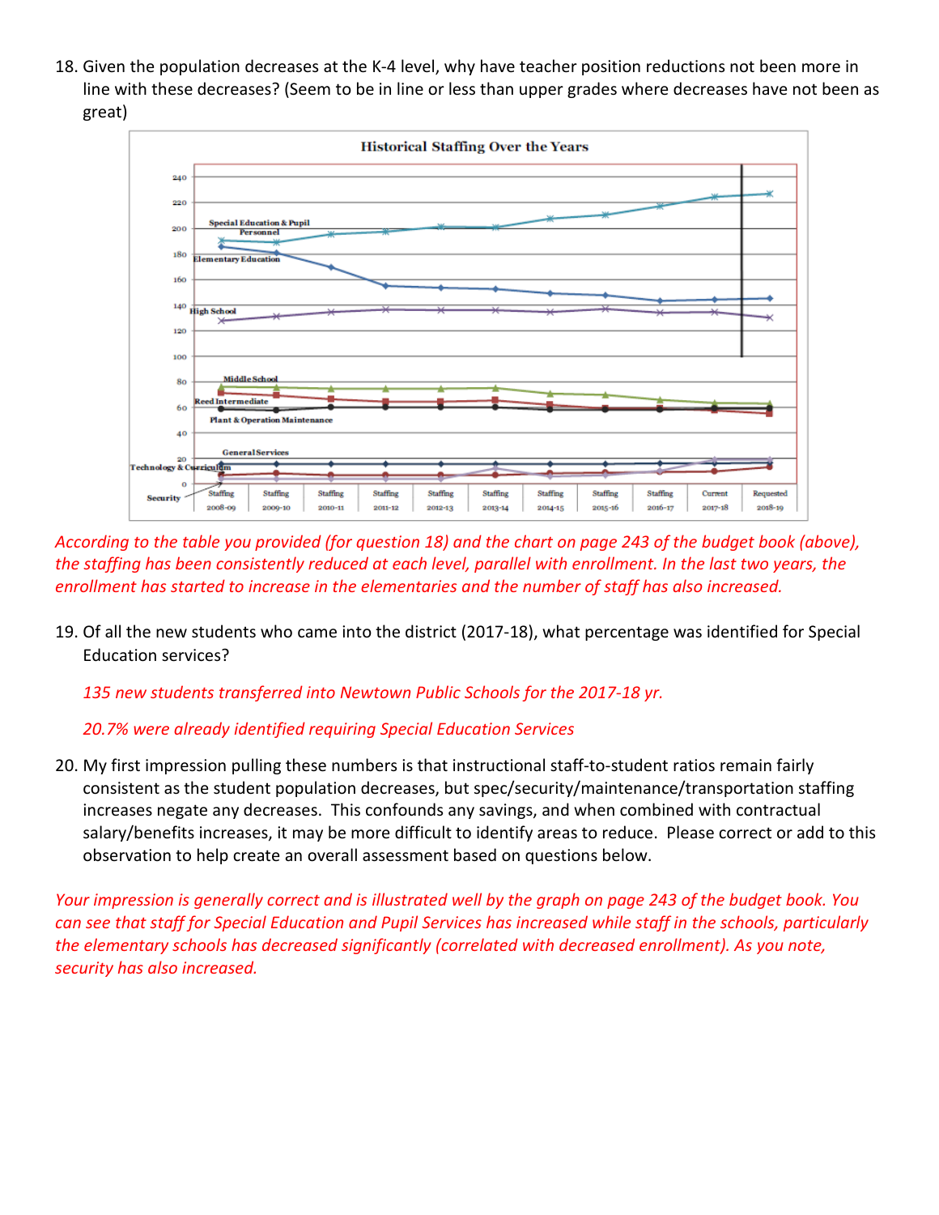18. Given the population decreases at the K-4 level, why have teacher position reductions not been more in line with these decreases? (Seem to be in line or less than upper grades where decreases have not been as great)

*According to the table you provided (for question 18) and the chart on page 243 of the budget book (above), the staffing has been consistently reduced at each level, parallel with enrollment. In the last two years, the enrollment has started to increase in the elementaries and the number of staff has also increased.*

19. Of all the new students who came into the district (2017-18), what percentage was identified for Special Education services?

    *135 new students transferred into Newtown Public Schools for the 2017-18 yr.*

    *20.7% were already identified requiring Special Education Services*

20. My first impression pulling these numbers is that instructional staff-to-student ratios remain fairly consistent as the student population decreases, but spec/security/maintenance/transportation staffing increases negate any decreases. This confounds any savings, and when combined with contractual salary/benefits increases, it may be more difficult to identify areas to reduce. Please correct or add to this observation to help create an overall assessment based on questions below.

*Your impression is generally correct and is illustrated well by the graph on page 243 of the budget book. You can see that staff for Special Education and Pupil Services has increased while staff in the schools, particularly the elementary schools has decreased significantly (correlated with decreased enrollment). As you note, security has also increased.*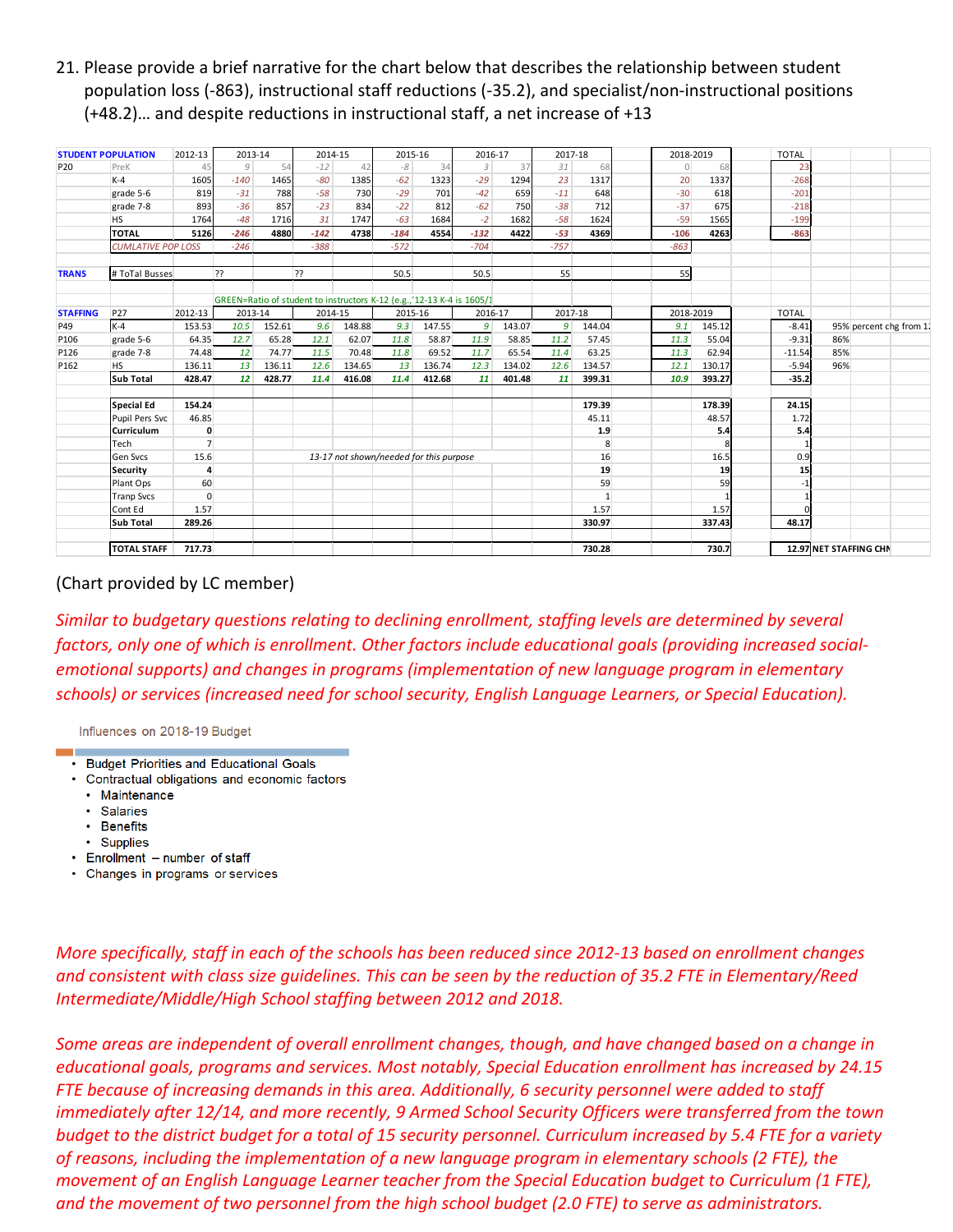21. Please provide a brief narrative for the chart below that describes the relationship between student population loss (-863), instructional staff reductions (-35.2), and specialist/non-instructional positions (+48.2)… and despite reductions in instructional staff, a net increase of +13

| STUDENT POPULATION | | 2012-13 | 2013-14 | | 2014-15 | | 2015-16 | | 2016-17 | | 2017-18 | | 2018-2019 | | TOTAL | |
|---|---|---|---|---|---|---|---|---|---|---|---|---|---|---|---|---|
| P20 | PreK | 45 | 9 | 54 | -12 | 42 | -8 | 34 | 3 | 37 | 31 | 68 | 0 | 68 | 23 | |
| | K-4 | 1605 | -140 | 1465 | -80 | 1385 | -62 | 1323 | -29 | 1294 | 23 | 1317 | 20 | 1337 | -268 | |
| | grade 5-6 | 819 | -31 | 788 | -58 | 730 | -29 | 701 | -42 | 659 | -11 | 648 | -30 | 618 | -201 | |
| | grade 7-8 | 893 | -36 | 857 | -23 | 834 | -22 | 812 | -62 | 750 | -38 | 712 | -37 | 675 | -218 | |
| | HS | 1764 | -48 | 1716 | 31 | 1747 | -63 | 1684 | -2 | 1682 | -58 | 1624 | -59 | 1565 | -199 | |
| | **TOTAL** | **5126** | **-246** | **4880** | **-142** | **4738** | **-184** | **4554** | **-132** | **4422** | **-53** | **4369** | **-106** | **4263** | **-863** | |
| | CUMLATIVE POP LOSS | | -246 | | -388 | | -572 | | -704 | | -757 | | -863 | | | |
| | | | | | | | | | | | | | | | | |
| TRANS | # ToTal Busses | | ?? | | ?? | | 50.5 | | 50.5 | | 55 | | 55 | | | |
| | | | | | | | | | | | | | | | | |
| | | | GREEN=Ratio of student to instructors K-12 (e.g.,'12-13 K-4 is 1605/1 | | | | | | | | | | | | | |
| STAFFING | P27 | 2012-13 | 2013-14 | | 2014-15 | | 2015-16 | | 2016-17 | | 2017-18 | | 2018-2019 | | TOTAL | |
| P49 | K-4 | 153.53 | 10.5 | 152.61 | 9.6 | 148.88 | 9.3 | 147.55 | 9 | 143.07 | 9 | 144.04 | 9.1 | 145.12 | -8.41 | 95% percent chg from 1: |
| P106 | grade 5-6 | 64.35 | 12.7 | 65.28 | 12.1 | 62.07 | 11.8 | 58.87 | 11.9 | 58.85 | 11.2 | 57.45 | 11.3 | 55.04 | -9.31 | 86% |
| P126 | grade 7-8 | 74.48 | 12 | 74.77 | 11.5 | 70.48 | 11.8 | 69.52 | 11.7 | 65.54 | 11.4 | 63.25 | 11.3 | 62.94 | -11.54 | 85% |
| P162 | HS | 136.11 | 13 | 136.11 | 12.6 | 134.65 | 13 | 136.74 | 12.3 | 134.02 | 12.6 | 134.57 | 12.1 | 130.17 | -5.94 | 96% |
| | **Sub Total** | **428.47** | **12** | **428.77** | **11.4** | **416.08** | **11.4** | **412.68** | **11** | **401.48** | **11** | **399.31** | **10.9** | **393.27** | **-35.2** | |
| | | | | | | | | | | | | | | | | |
| | **Special Ed** | **154.24** | | | | | | | | | | **179.39** | | **178.39** | **24.15** | |
| | Pupil Pers Svc | 46.85 | | | | | | | | | | 45.11 | | 48.57 | 1.72 | |
| | **Curriculum** | **0** | | | | | | | | | | **1.9** | | **5.4** | **5.4** | |
| | Tech | 7 | | | | | | | | | | 8 | | 8 | 1 | |
| | Gen Svcs | 15.6 | | | 13-17 not shown/needed for this purpose | | | | | | | 16 | | 16.5 | 0.9 | |
| | **Security** | **4** | | | | | | | | | | **19** | | **19** | **15** | |
| | Plant Ops | 60 | | | | | | | | | | 59 | | 59 | -1 | |
| | Tranp Svcs | 0 | | | | | | | | | | 1 | | 1 | 1 | |
| | Cont Ed | 1.57 | | | | | | | | | | 1.57 | | 1.57 | 0 | |
| | **Sub Total** | **289.26** | | | | | | | | | | **330.97** | | **337.43** | **48.17** | |
| | | | | | | | | | | | | | | | | |
| | **TOTAL STAFF** | **717.73** | | | | | | | | | | **730.28** | | **730.7** | **12.97** | **NET STAFFING CHN** |

(Chart provided by LC member)

*Similar to budgetary questions relating to declining enrollment, staffing levels are determined by several factors, only one of which is enrollment. Other factors include educational goals (providing increased social-emotional supports) and changes in programs (implementation of new language program in elementary schools) or services (increased need for school security, English Language Learners, or Special Education).*

Influences on 2018-19 Budget

- Budget Priorities and Educational Goals
- Contractual obligations and economic factors
  - Maintenance
  - Salaries
  - Benefits
  - Supplies
- Enrollment – number of staff
- Changes in programs or services

*More specifically, staff in each of the schools has been reduced since 2012-13 based on enrollment changes and consistent with class size guidelines. This can be seen by the reduction of 35.2 FTE in Elementary/Reed Intermediate/Middle/High School staffing between 2012 and 2018.*

*Some areas are independent of overall enrollment changes, though, and have changed based on a change in educational goals, programs and services. Most notably, Special Education enrollment has increased by 24.15 FTE because of increasing demands in this area. Additionally, 6 security personnel were added to staff immediately after 12/14, and more recently, 9 Armed School Security Officers were transferred from the town budget to the district budget for a total of 15 security personnel. Curriculum increased by 5.4 FTE for a variety of reasons, including the implementation of a new language program in elementary schools (2 FTE), the movement of an English Language Learner teacher from the Special Education budget to Curriculum (1 FTE), and the movement of two personnel from the high school budget (2.0 FTE) to serve as administrators.*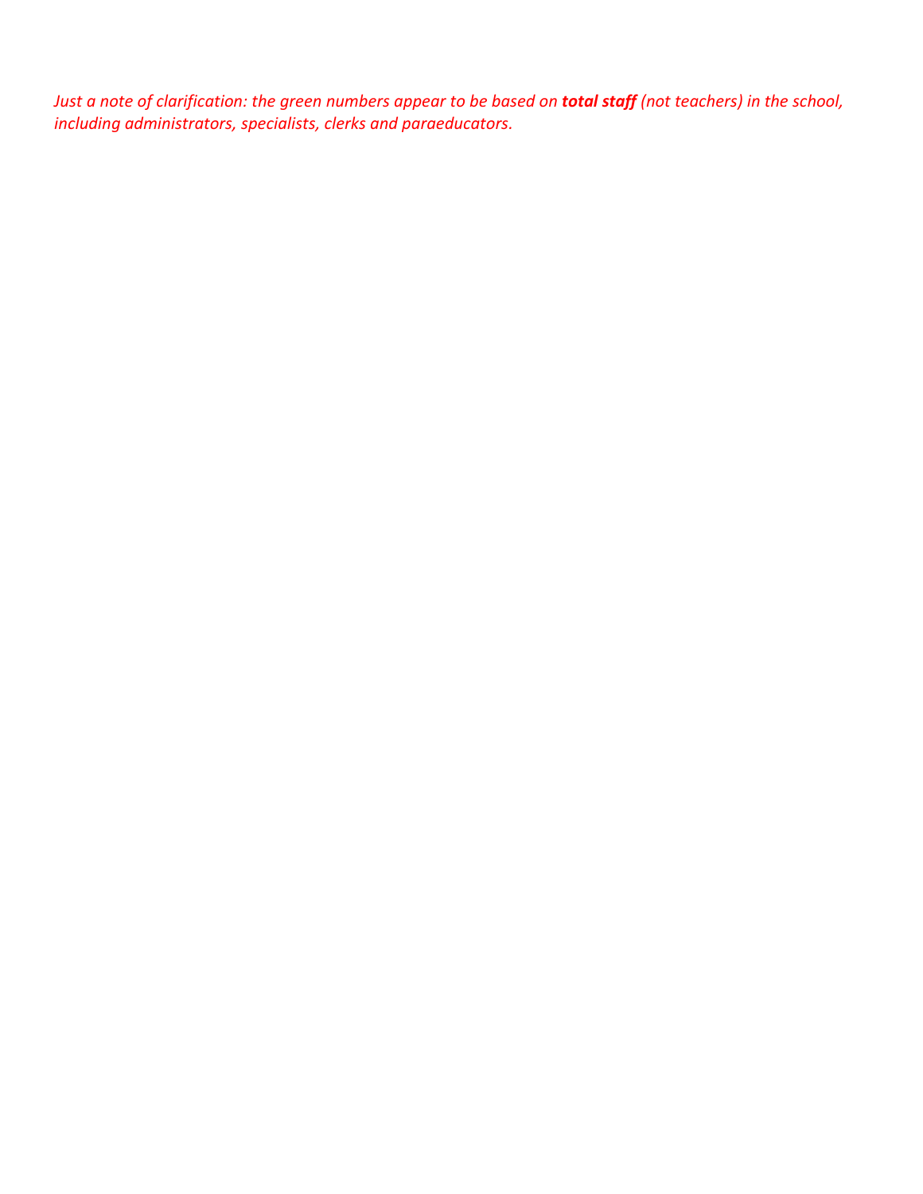*Just a note of clarification: the green numbers appear to be based on* ***total staff*** *(not teachers) in the school, including administrators, specialists, clerks and paraeducators.*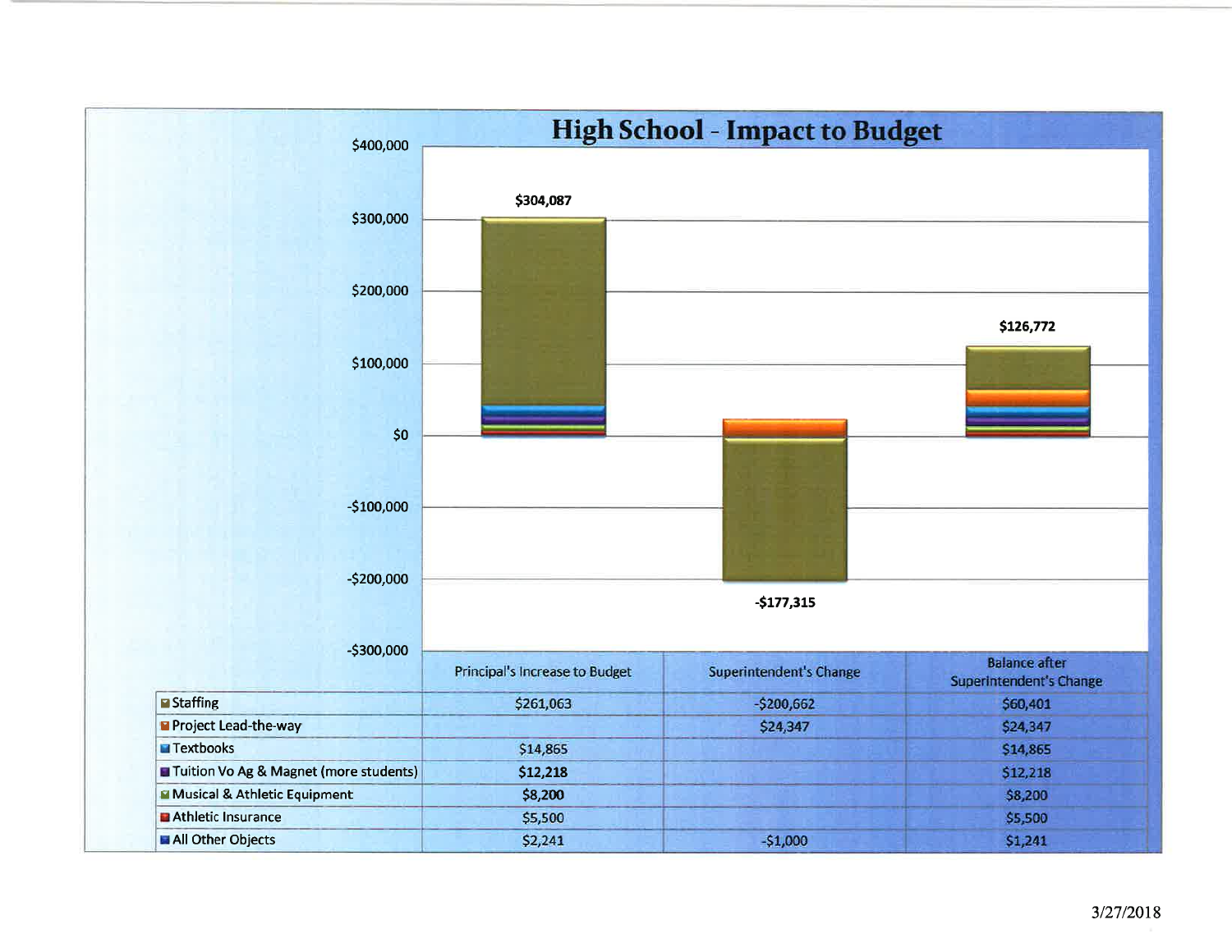# High School - Impact to Budget

$400,000
$300,000
$200,000
$100,000
$0
-$100,000
-$200,000
-$300,000

$304,087

-$177,315

$126,772

| | Principal's Increase to Budget | Superintendent's Change | Balance after Superintendent's Change |
|---|---|---|---|
| Staffing | $261,063 | -$200,662 | $60,401 |
| Project Lead-the-way | | $24,347 | $24,347 |
| Textbooks | $14,865 | | $14,865 |
| Tuition Vo Ag & Magnet (more students) | $12,218 | | $12,218 |
| Musical & Athletic Equipment | $8,200 | | $8,200 |
| Athletic Insurance | $5,500 | | $5,500 |
| All Other Objects | $2,241 | -$1,000 | $1,241 |

3/27/2018